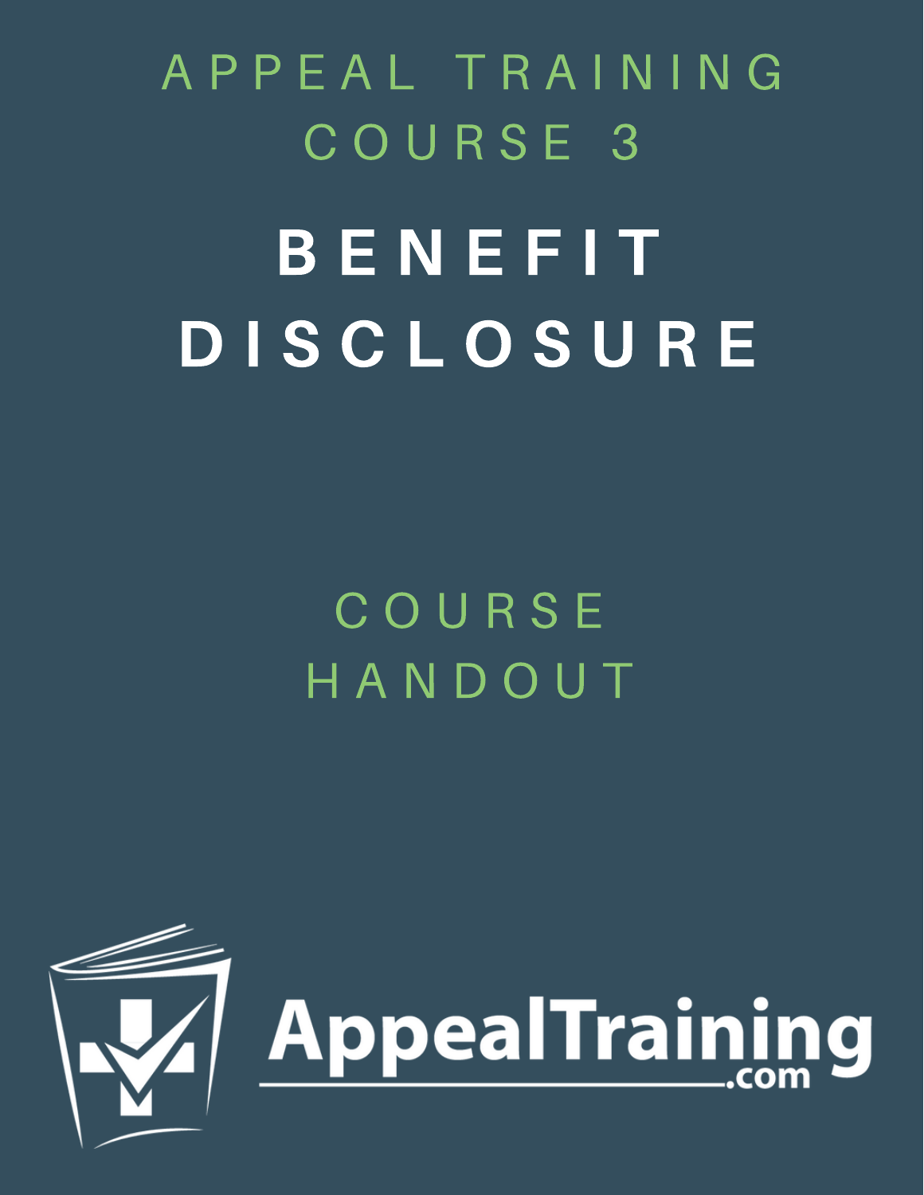APPEAL TRAINING COURSE 3

# BENEFIT DISCLOSURE

COURSE HANDOUT

AppealTraining.com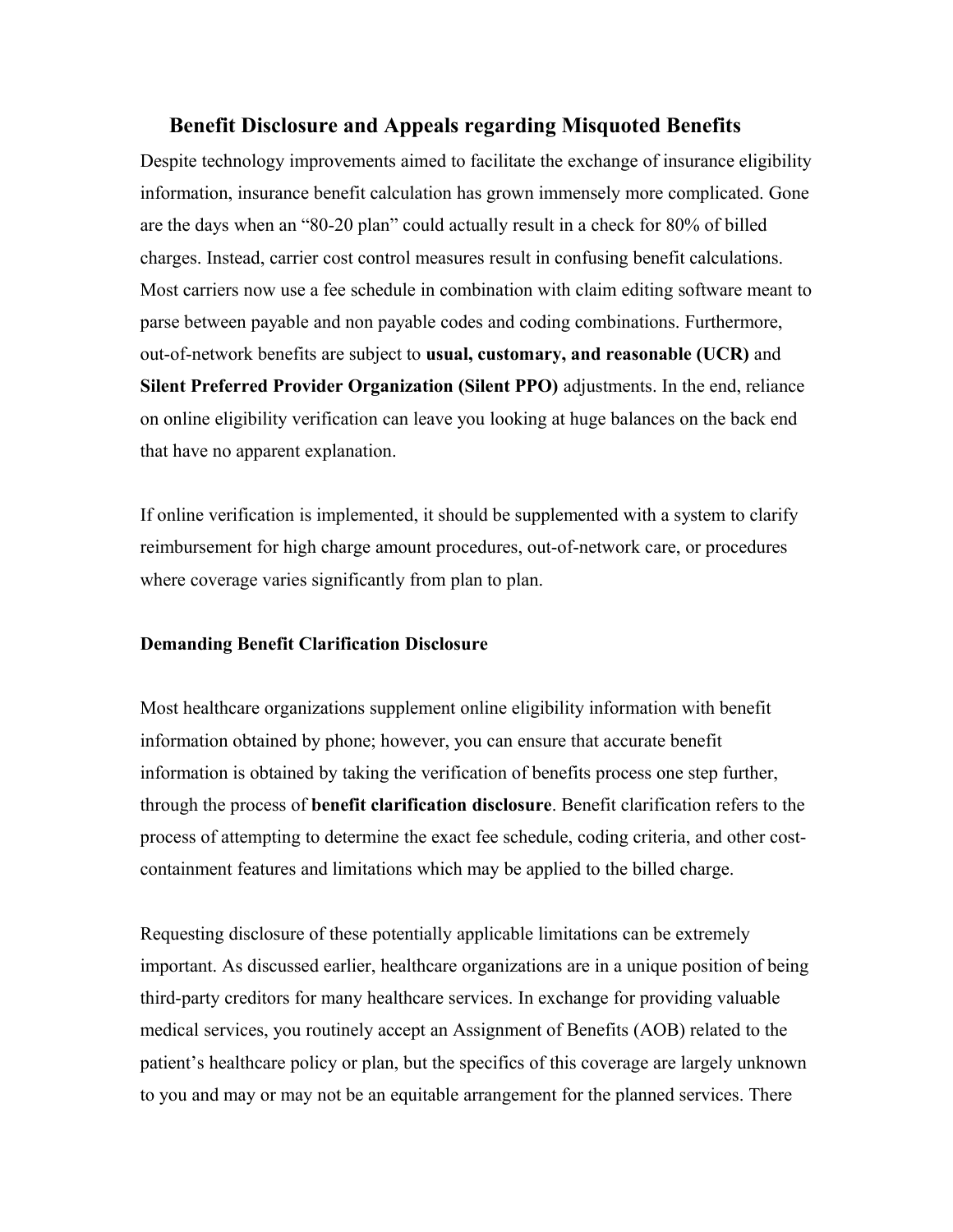## Benefit Disclosure and Appeals regarding Misquoted Benefits

Despite technology improvements aimed to facilitate the exchange of insurance eligibility information, insurance benefit calculation has grown immensely more complicated. Gone are the days when an "80-20 plan" could actually result in a check for 80% of billed charges. Instead, carrier cost control measures result in confusing benefit calculations. Most carriers now use a fee schedule in combination with claim editing software meant to parse between payable and non payable codes and coding combinations. Furthermore, out-of-network benefits are subject to **usual, customary, and reasonable (UCR)** and **Silent Preferred Provider Organization (Silent PPO)** adjustments. In the end, reliance on online eligibility verification can leave you looking at huge balances on the back end that have no apparent explanation.

If online verification is implemented, it should be supplemented with a system to clarify reimbursement for high charge amount procedures, out-of-network care, or procedures where coverage varies significantly from plan to plan.

### Demanding Benefit Clarification Disclosure

Most healthcare organizations supplement online eligibility information with benefit information obtained by phone; however, you can ensure that accurate benefit information is obtained by taking the verification of benefits process one step further, through the process of **benefit clarification disclosure**. Benefit clarification refers to the process of attempting to determine the exact fee schedule, coding criteria, and other cost-containment features and limitations which may be applied to the billed charge.

Requesting disclosure of these potentially applicable limitations can be extremely important. As discussed earlier, healthcare organizations are in a unique position of being third-party creditors for many healthcare services. In exchange for providing valuable medical services, you routinely accept an Assignment of Benefits (AOB) related to the patient's healthcare policy or plan, but the specifics of this coverage are largely unknown to you and may or may not be an equitable arrangement for the planned services. There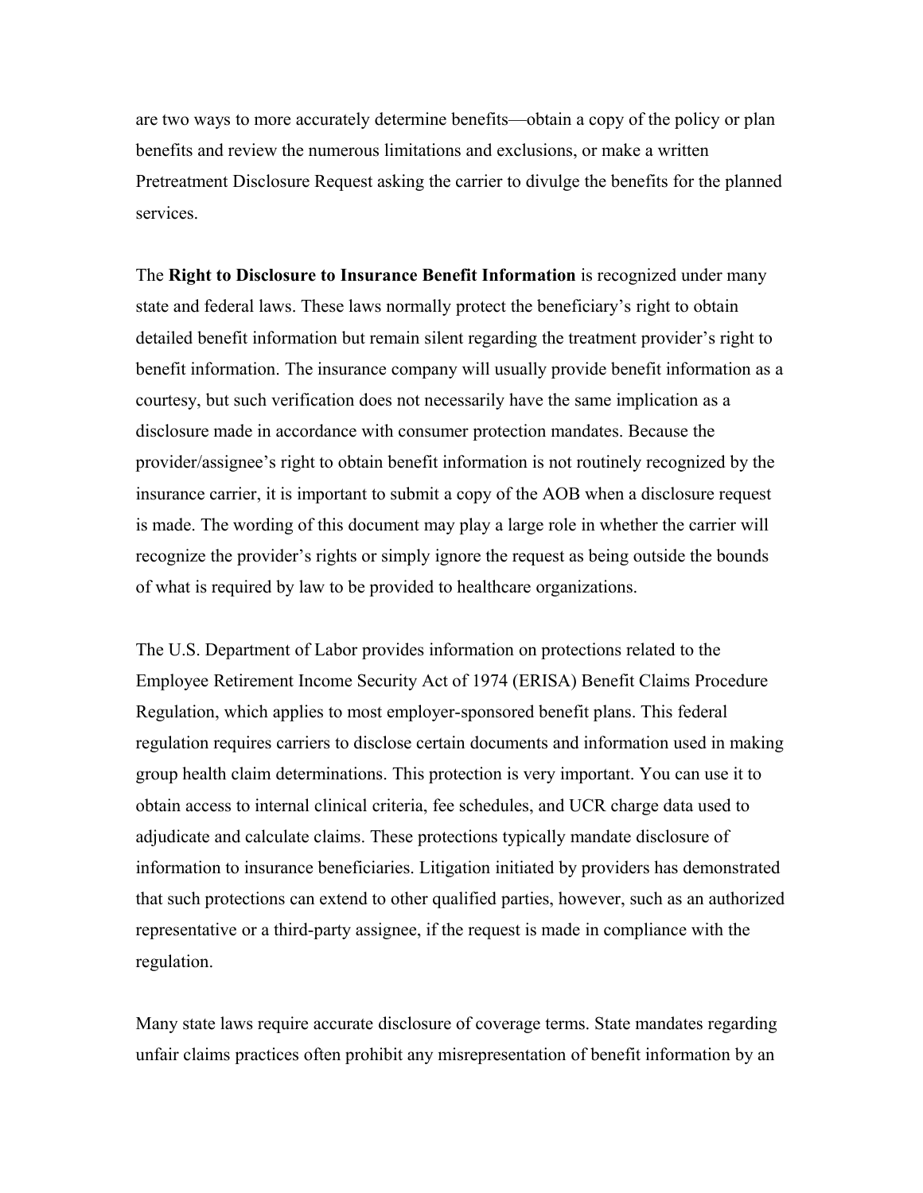are two ways to more accurately determine benefits—obtain a copy of the policy or plan benefits and review the numerous limitations and exclusions, or make a written Pretreatment Disclosure Request asking the carrier to divulge the benefits for the planned services.

The **Right to Disclosure to Insurance Benefit Information** is recognized under many state and federal laws. These laws normally protect the beneficiary's right to obtain detailed benefit information but remain silent regarding the treatment provider's right to benefit information. The insurance company will usually provide benefit information as a courtesy, but such verification does not necessarily have the same implication as a disclosure made in accordance with consumer protection mandates. Because the provider/assignee's right to obtain benefit information is not routinely recognized by the insurance carrier, it is important to submit a copy of the AOB when a disclosure request is made. The wording of this document may play a large role in whether the carrier will recognize the provider's rights or simply ignore the request as being outside the bounds of what is required by law to be provided to healthcare organizations.

The U.S. Department of Labor provides information on protections related to the Employee Retirement Income Security Act of 1974 (ERISA) Benefit Claims Procedure Regulation, which applies to most employer-sponsored benefit plans. This federal regulation requires carriers to disclose certain documents and information used in making group health claim determinations. This protection is very important. You can use it to obtain access to internal clinical criteria, fee schedules, and UCR charge data used to adjudicate and calculate claims. These protections typically mandate disclosure of information to insurance beneficiaries. Litigation initiated by providers has demonstrated that such protections can extend to other qualified parties, however, such as an authorized representative or a third-party assignee, if the request is made in compliance with the regulation.

Many state laws require accurate disclosure of coverage terms. State mandates regarding unfair claims practices often prohibit any misrepresentation of benefit information by an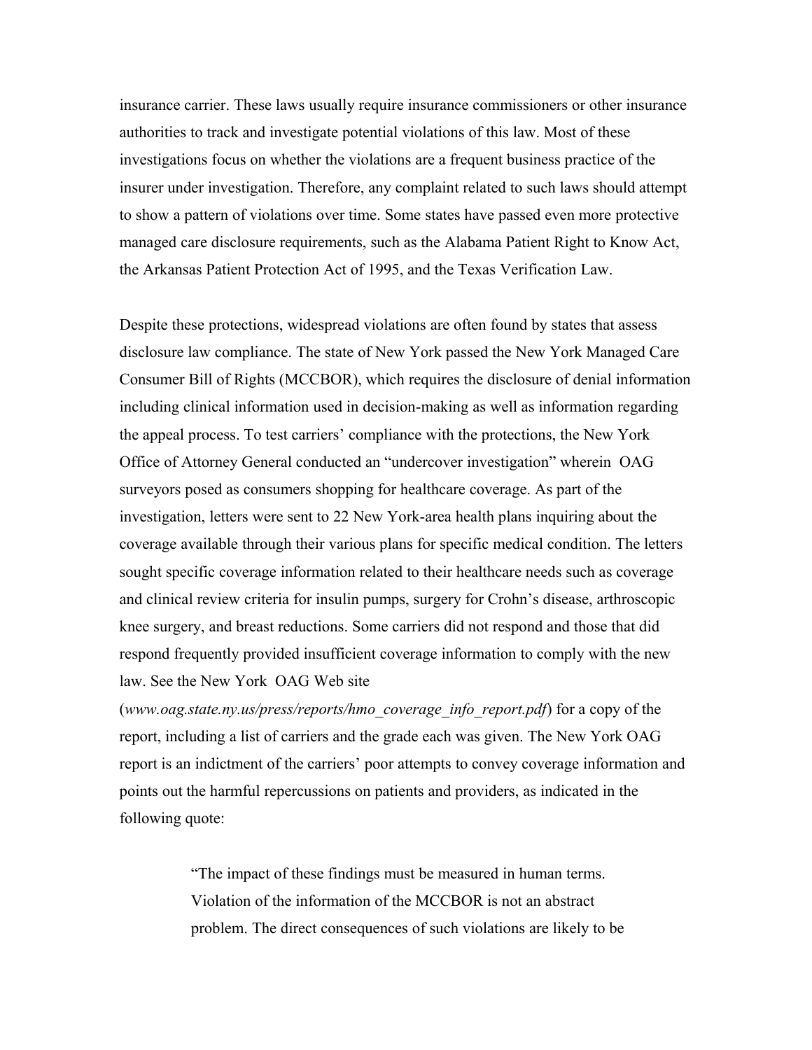insurance carrier. These laws usually require insurance commissioners or other insurance authorities to track and investigate potential violations of this law. Most of these investigations focus on whether the violations are a frequent business practice of the insurer under investigation. Therefore, any complaint related to such laws should attempt to show a pattern of violations over time. Some states have passed even more protective managed care disclosure requirements, such as the Alabama Patient Right to Know Act, the Arkansas Patient Protection Act of 1995, and the Texas Verification Law.

Despite these protections, widespread violations are often found by states that assess disclosure law compliance. The state of New York passed the New York Managed Care Consumer Bill of Rights (MCCBOR), which requires the disclosure of denial information including clinical information used in decision-making as well as information regarding the appeal process. To test carriers' compliance with the protections, the New York Office of Attorney General conducted an "undercover investigation" wherein OAG surveyors posed as consumers shopping for healthcare coverage. As part of the investigation, letters were sent to 22 New York-area health plans inquiring about the coverage available through their various plans for specific medical condition. The letters sought specific coverage information related to their healthcare needs such as coverage and clinical review criteria for insulin pumps, surgery for Crohn's disease, arthroscopic knee surgery, and breast reductions. Some carriers did not respond and those that did respond frequently provided insufficient coverage information to comply with the new law. See the New York OAG Web site (*www.oag.state.ny.us/press/reports/hmo_coverage_info_report.pdf*) for a copy of the report, including a list of carriers and the grade each was given. The New York OAG report is an indictment of the carriers' poor attempts to convey coverage information and points out the harmful repercussions on patients and providers, as indicated in the following quote:

> "The impact of these findings must be measured in human terms. Violation of the information of the MCCBOR is not an abstract problem. The direct consequences of such violations are likely to be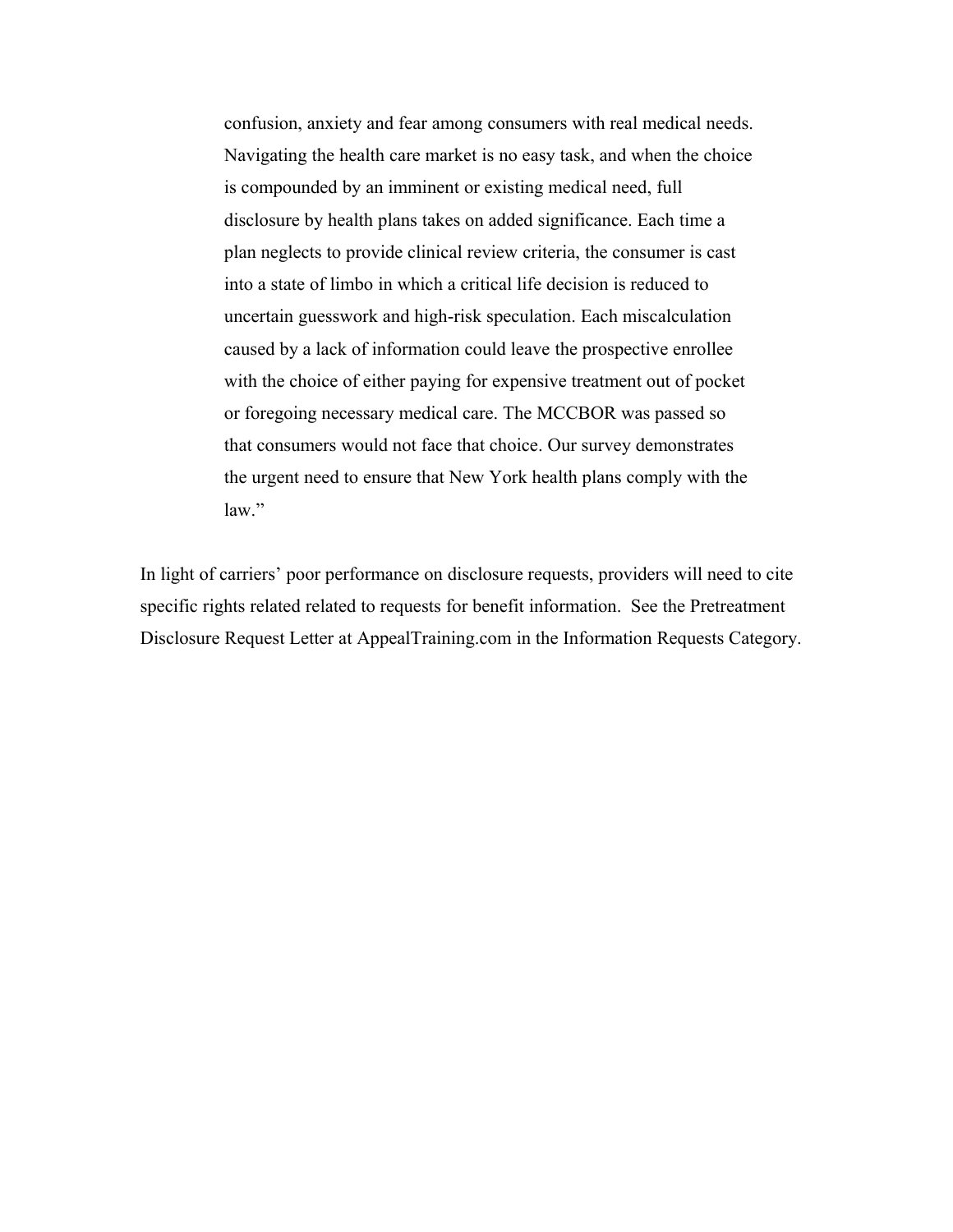> confusion, anxiety and fear among consumers with real medical needs. Navigating the health care market is no easy task, and when the choice is compounded by an imminent or existing medical need, full disclosure by health plans takes on added significance. Each time a plan neglects to provide clinical review criteria, the consumer is cast into a state of limbo in which a critical life decision is reduced to uncertain guesswork and high-risk speculation. Each miscalculation caused by a lack of information could leave the prospective enrollee with the choice of either paying for expensive treatment out of pocket or foregoing necessary medical care. The MCCBOR was passed so that consumers would not face that choice. Our survey demonstrates the urgent need to ensure that New York health plans comply with the law."

In light of carriers' poor performance on disclosure requests, providers will need to cite specific rights related related to requests for benefit information. See the Pretreatment Disclosure Request Letter at AppealTraining.com in the Information Requests Category.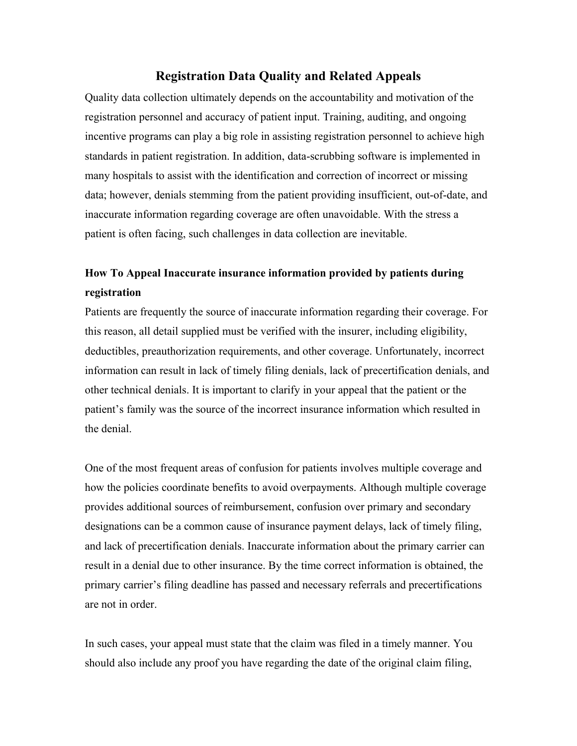# Registration Data Quality and Related Appeals

Quality data collection ultimately depends on the accountability and motivation of the registration personnel and accuracy of patient input. Training, auditing, and ongoing incentive programs can play a big role in assisting registration personnel to achieve high standards in patient registration. In addition, data-scrubbing software is implemented in many hospitals to assist with the identification and correction of incorrect or missing data; however, denials stemming from the patient providing insufficient, out-of-date, and inaccurate information regarding coverage are often unavoidable. With the stress a patient is often facing, such challenges in data collection are inevitable.

## How To Appeal Inaccurate insurance information provided by patients during registration

Patients are frequently the source of inaccurate information regarding their coverage. For this reason, all detail supplied must be verified with the insurer, including eligibility, deductibles, preauthorization requirements, and other coverage. Unfortunately, incorrect information can result in lack of timely filing denials, lack of precertification denials, and other technical denials. It is important to clarify in your appeal that the patient or the patient's family was the source of the incorrect insurance information which resulted in the denial.

One of the most frequent areas of confusion for patients involves multiple coverage and how the policies coordinate benefits to avoid overpayments. Although multiple coverage provides additional sources of reimbursement, confusion over primary and secondary designations can be a common cause of insurance payment delays, lack of timely filing, and lack of precertification denials. Inaccurate information about the primary carrier can result in a denial due to other insurance. By the time correct information is obtained, the primary carrier's filing deadline has passed and necessary referrals and precertifications are not in order.

In such cases, your appeal must state that the claim was filed in a timely manner. You should also include any proof you have regarding the date of the original claim filing,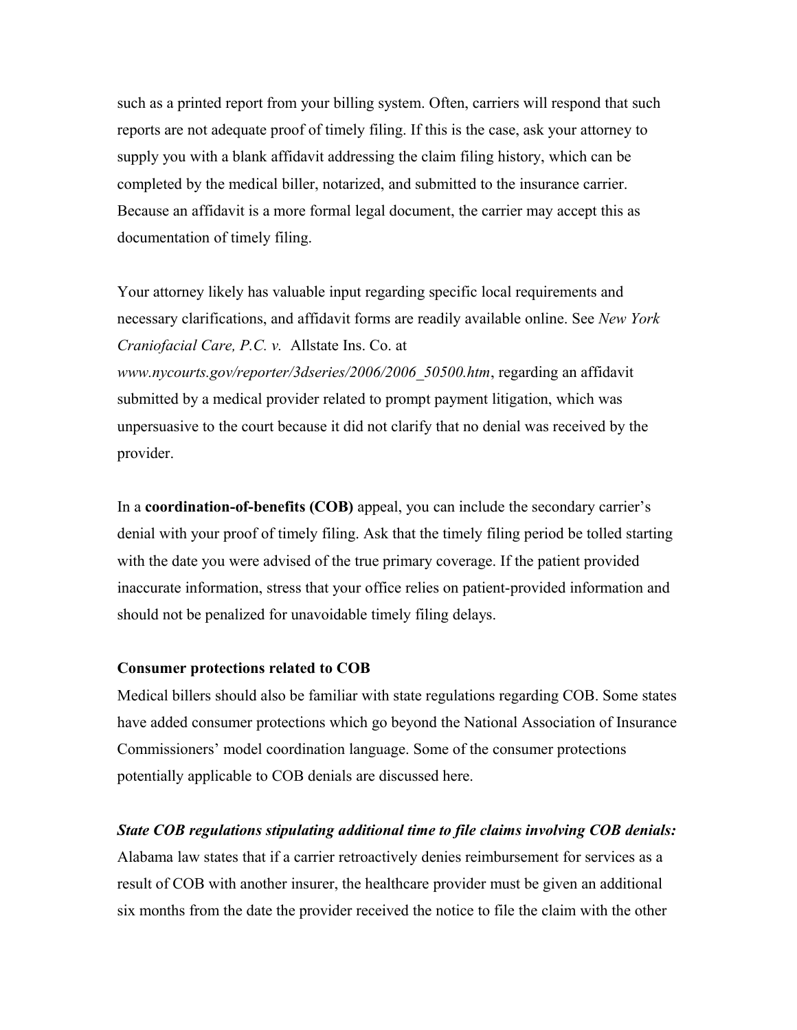such as a printed report from your billing system. Often, carriers will respond that such reports are not adequate proof of timely filing. If this is the case, ask your attorney to supply you with a blank affidavit addressing the claim filing history, which can be completed by the medical biller, notarized, and submitted to the insurance carrier. Because an affidavit is a more formal legal document, the carrier may accept this as documentation of timely filing.

Your attorney likely has valuable input regarding specific local requirements and necessary clarifications, and affidavit forms are readily available online. See *New York Craniofacial Care, P.C. v.* Allstate Ins. Co. at *www.nycourts.gov/reporter/3dseries/2006/2006_50500.htm*, regarding an affidavit submitted by a medical provider related to prompt payment litigation, which was unpersuasive to the court because it did not clarify that no denial was received by the provider.

In a **coordination-of-benefits (COB)** appeal, you can include the secondary carrier's denial with your proof of timely filing. Ask that the timely filing period be tolled starting with the date you were advised of the true primary coverage. If the patient provided inaccurate information, stress that your office relies on patient-provided information and should not be penalized for unavoidable timely filing delays.

**Consumer protections related to COB**

Medical billers should also be familiar with state regulations regarding COB. Some states have added consumer protections which go beyond the National Association of Insurance Commissioners' model coordination language. Some of the consumer protections potentially applicable to COB denials are discussed here.

***State COB regulations stipulating additional time to file claims involving COB denials:***

Alabama law states that if a carrier retroactively denies reimbursement for services as a result of COB with another insurer, the healthcare provider must be given an additional six months from the date the provider received the notice to file the claim with the other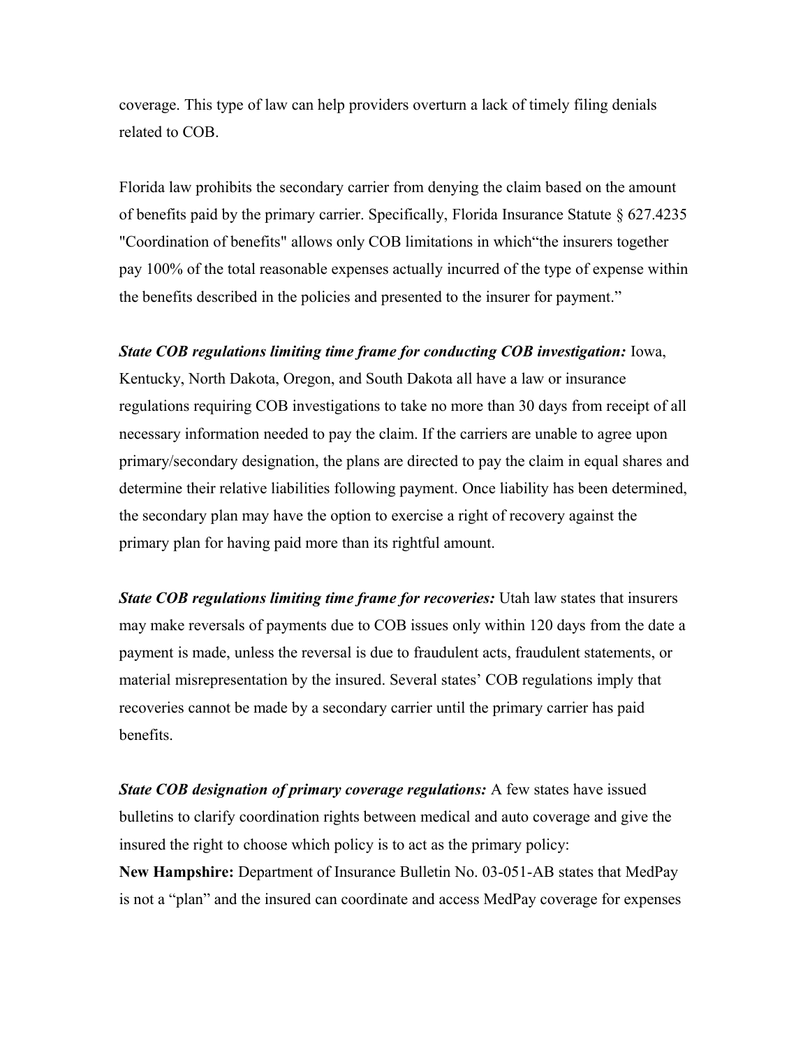coverage. This type of law can help providers overturn a lack of timely filing denials related to COB.

Florida law prohibits the secondary carrier from denying the claim based on the amount of benefits paid by the primary carrier. Specifically, Florida Insurance Statute § 627.4235 "Coordination of benefits" allows only COB limitations in which"the insurers together pay 100% of the total reasonable expenses actually incurred of the type of expense within the benefits described in the policies and presented to the insurer for payment."

***State COB regulations limiting time frame for conducting COB investigation:*** Iowa, Kentucky, North Dakota, Oregon, and South Dakota all have a law or insurance regulations requiring COB investigations to take no more than 30 days from receipt of all necessary information needed to pay the claim. If the carriers are unable to agree upon primary/secondary designation, the plans are directed to pay the claim in equal shares and determine their relative liabilities following payment. Once liability has been determined, the secondary plan may have the option to exercise a right of recovery against the primary plan for having paid more than its rightful amount.

***State COB regulations limiting time frame for recoveries:*** Utah law states that insurers may make reversals of payments due to COB issues only within 120 days from the date a payment is made, unless the reversal is due to fraudulent acts, fraudulent statements, or material misrepresentation by the insured. Several states' COB regulations imply that recoveries cannot be made by a secondary carrier until the primary carrier has paid benefits.

***State COB designation of primary coverage regulations:*** A few states have issued bulletins to clarify coordination rights between medical and auto coverage and give the insured the right to choose which policy is to act as the primary policy:

**New Hampshire:** Department of Insurance Bulletin No. 03-051-AB states that MedPay is not a "plan" and the insured can coordinate and access MedPay coverage for expenses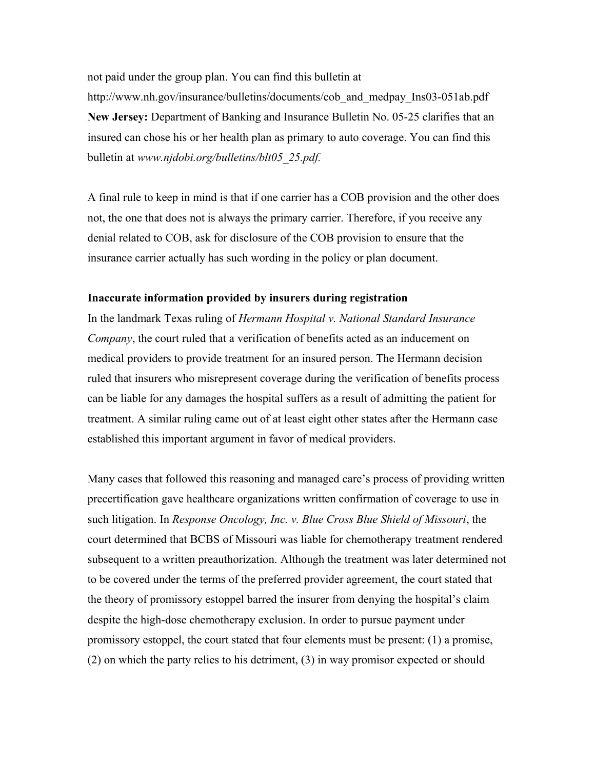not paid under the group plan. You can find this bulletin at http://www.nh.gov/insurance/bulletins/documents/cob_and_medpay_Ins03-051ab.pdf

**New Jersey:** Department of Banking and Insurance Bulletin No. 05-25 clarifies that an insured can chose his or her health plan as primary to auto coverage. You can find this bulletin at *www.njdobi.org/bulletins/blt05_25.pdf.*

A final rule to keep in mind is that if one carrier has a COB provision and the other does not, the one that does not is always the primary carrier. Therefore, if you receive any denial related to COB, ask for disclosure of the COB provision to ensure that the insurance carrier actually has such wording in the policy or plan document.

**Inaccurate information provided by insurers during registration**

In the landmark Texas ruling of *Hermann Hospital v. National Standard Insurance Company*, the court ruled that a verification of benefits acted as an inducement on medical providers to provide treatment for an insured person. The Hermann decision ruled that insurers who misrepresent coverage during the verification of benefits process can be liable for any damages the hospital suffers as a result of admitting the patient for treatment. A similar ruling came out of at least eight other states after the Hermann case established this important argument in favor of medical providers.

Many cases that followed this reasoning and managed care's process of providing written precertification gave healthcare organizations written confirmation of coverage to use in such litigation. In *Response Oncology, Inc. v. Blue Cross Blue Shield of Missouri*, the court determined that BCBS of Missouri was liable for chemotherapy treatment rendered subsequent to a written preauthorization. Although the treatment was later determined not to be covered under the terms of the preferred provider agreement, the court stated that the theory of promissory estoppel barred the insurer from denying the hospital's claim despite the high-dose chemotherapy exclusion. In order to pursue payment under promissory estoppel, the court stated that four elements must be present: (1) a promise, (2) on which the party relies to his detriment, (3) in way promisor expected or should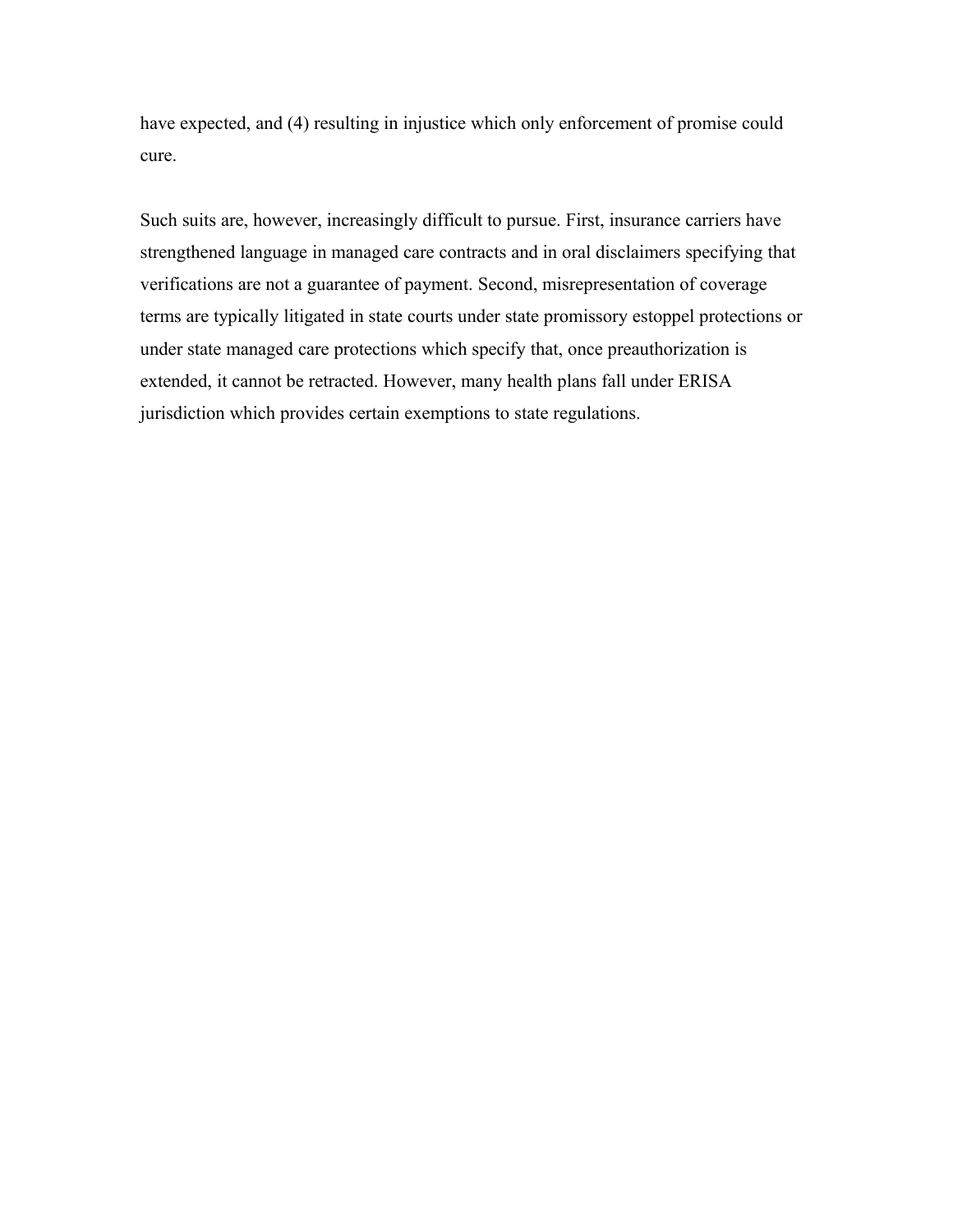have expected, and (4) resulting in injustice which only enforcement of promise could cure.

Such suits are, however, increasingly difficult to pursue. First, insurance carriers have strengthened language in managed care contracts and in oral disclaimers specifying that verifications are not a guarantee of payment. Second, misrepresentation of coverage terms are typically litigated in state courts under state promissory estoppel protections or under state managed care protections which specify that, once preauthorization is extended, it cannot be retracted. However, many health plans fall under ERISA jurisdiction which provides certain exemptions to state regulations.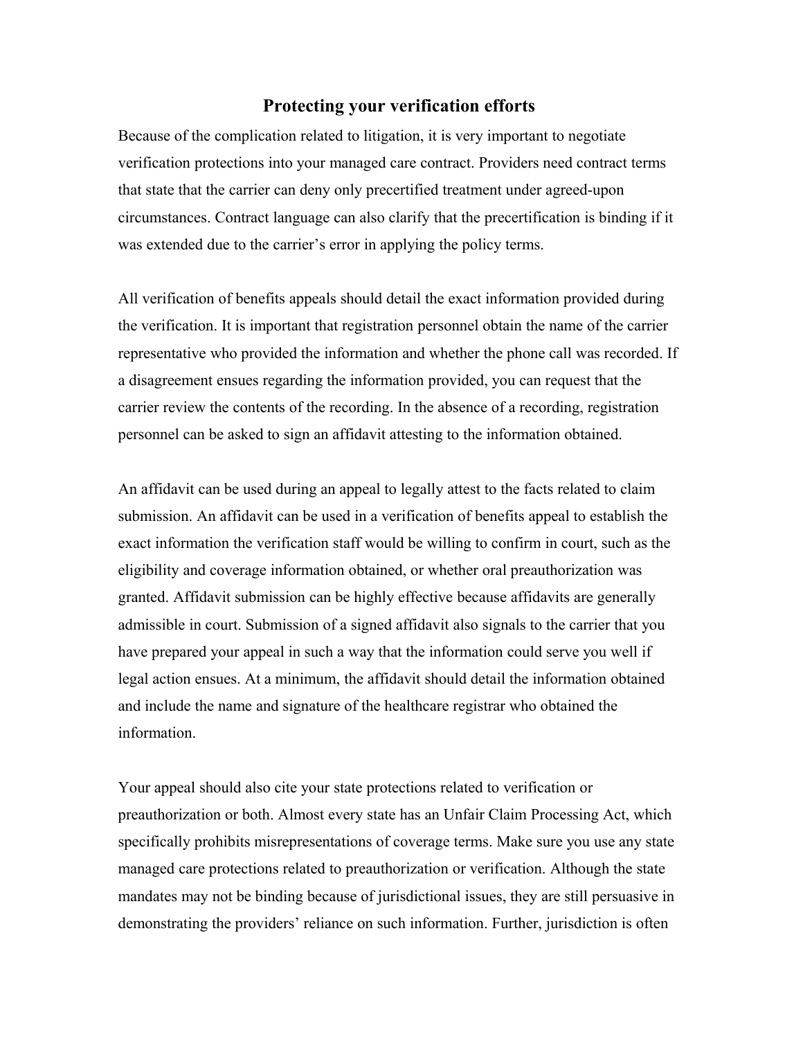## Protecting your verification efforts

Because of the complication related to litigation, it is very important to negotiate verification protections into your managed care contract. Providers need contract terms that state that the carrier can deny only precertified treatment under agreed-upon circumstances. Contract language can also clarify that the precertification is binding if it was extended due to the carrier's error in applying the policy terms.

All verification of benefits appeals should detail the exact information provided during the verification. It is important that registration personnel obtain the name of the carrier representative who provided the information and whether the phone call was recorded. If a disagreement ensues regarding the information provided, you can request that the carrier review the contents of the recording. In the absence of a recording, registration personnel can be asked to sign an affidavit attesting to the information obtained.

An affidavit can be used during an appeal to legally attest to the facts related to claim submission. An affidavit can be used in a verification of benefits appeal to establish the exact information the verification staff would be willing to confirm in court, such as the eligibility and coverage information obtained, or whether oral preauthorization was granted. Affidavit submission can be highly effective because affidavits are generally admissible in court. Submission of a signed affidavit also signals to the carrier that you have prepared your appeal in such a way that the information could serve you well if legal action ensues. At a minimum, the affidavit should detail the information obtained and include the name and signature of the healthcare registrar who obtained the information.

Your appeal should also cite your state protections related to verification or preauthorization or both. Almost every state has an Unfair Claim Processing Act, which specifically prohibits misrepresentations of coverage terms. Make sure you use any state managed care protections related to preauthorization or verification. Although the state mandates may not be binding because of jurisdictional issues, they are still persuasive in demonstrating the providers' reliance on such information. Further, jurisdiction is often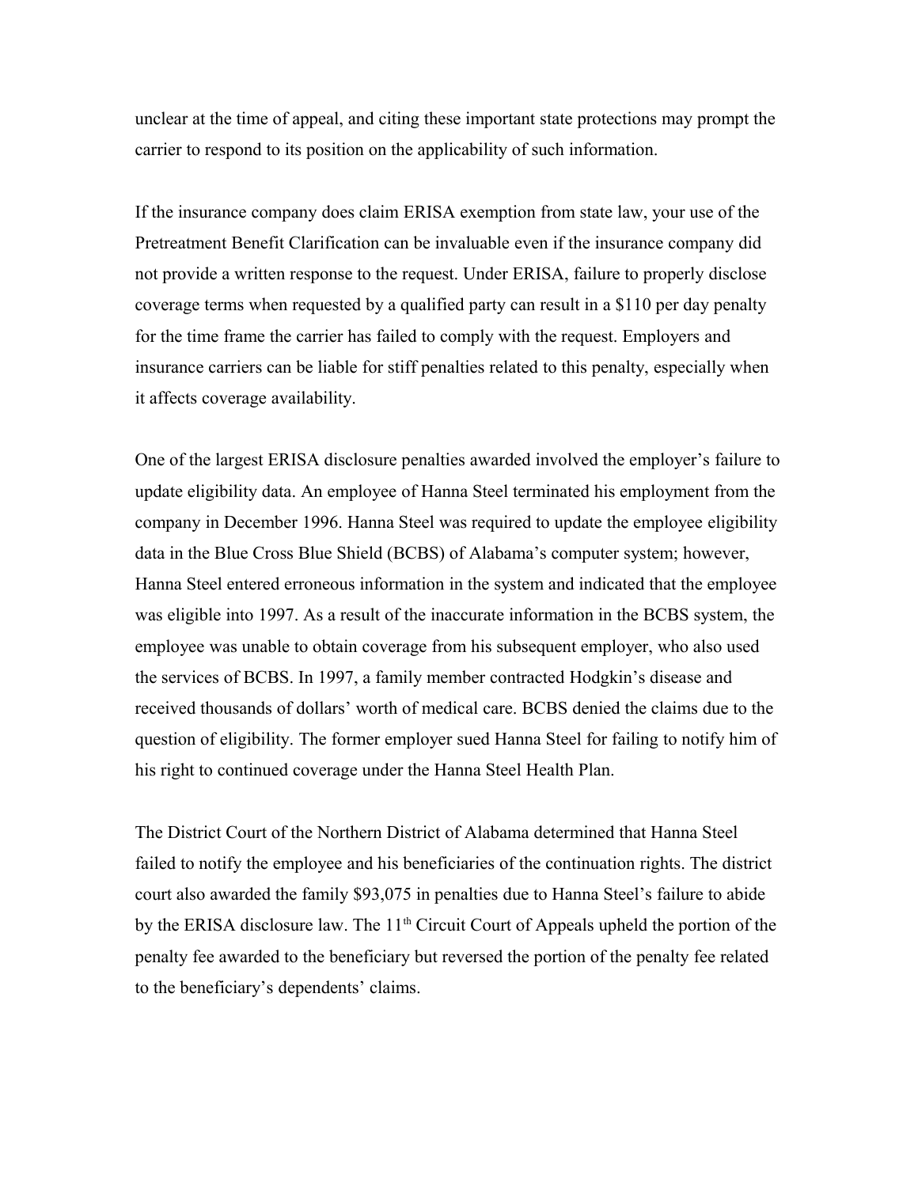unclear at the time of appeal, and citing these important state protections may prompt the carrier to respond to its position on the applicability of such information.

If the insurance company does claim ERISA exemption from state law, your use of the Pretreatment Benefit Clarification can be invaluable even if the insurance company did not provide a written response to the request. Under ERISA, failure to properly disclose coverage terms when requested by a qualified party can result in a $110 per day penalty for the time frame the carrier has failed to comply with the request. Employers and insurance carriers can be liable for stiff penalties related to this penalty, especially when it affects coverage availability.

One of the largest ERISA disclosure penalties awarded involved the employer's failure to update eligibility data. An employee of Hanna Steel terminated his employment from the company in December 1996. Hanna Steel was required to update the employee eligibility data in the Blue Cross Blue Shield (BCBS) of Alabama's computer system; however, Hanna Steel entered erroneous information in the system and indicated that the employee was eligible into 1997. As a result of the inaccurate information in the BCBS system, the employee was unable to obtain coverage from his subsequent employer, who also used the services of BCBS. In 1997, a family member contracted Hodgkin's disease and received thousands of dollars' worth of medical care. BCBS denied the claims due to the question of eligibility. The former employer sued Hanna Steel for failing to notify him of his right to continued coverage under the Hanna Steel Health Plan.

The District Court of the Northern District of Alabama determined that Hanna Steel failed to notify the employee and his beneficiaries of the continuation rights. The district court also awarded the family $93,075 in penalties due to Hanna Steel's failure to abide by the ERISA disclosure law. The 11th Circuit Court of Appeals upheld the portion of the penalty fee awarded to the beneficiary but reversed the portion of the penalty fee related to the beneficiary's dependents' claims.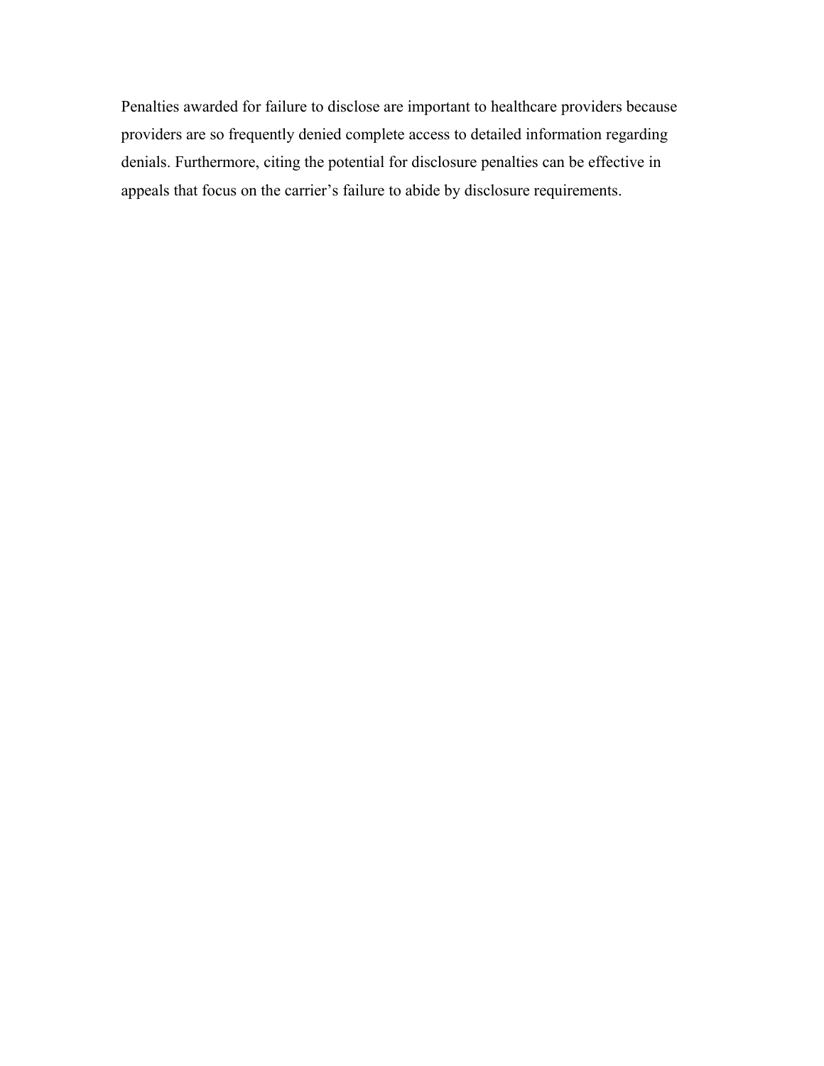Penalties awarded for failure to disclose are important to healthcare providers because providers are so frequently denied complete access to detailed information regarding denials. Furthermore, citing the potential for disclosure penalties can be effective in appeals that focus on the carrier's failure to abide by disclosure requirements.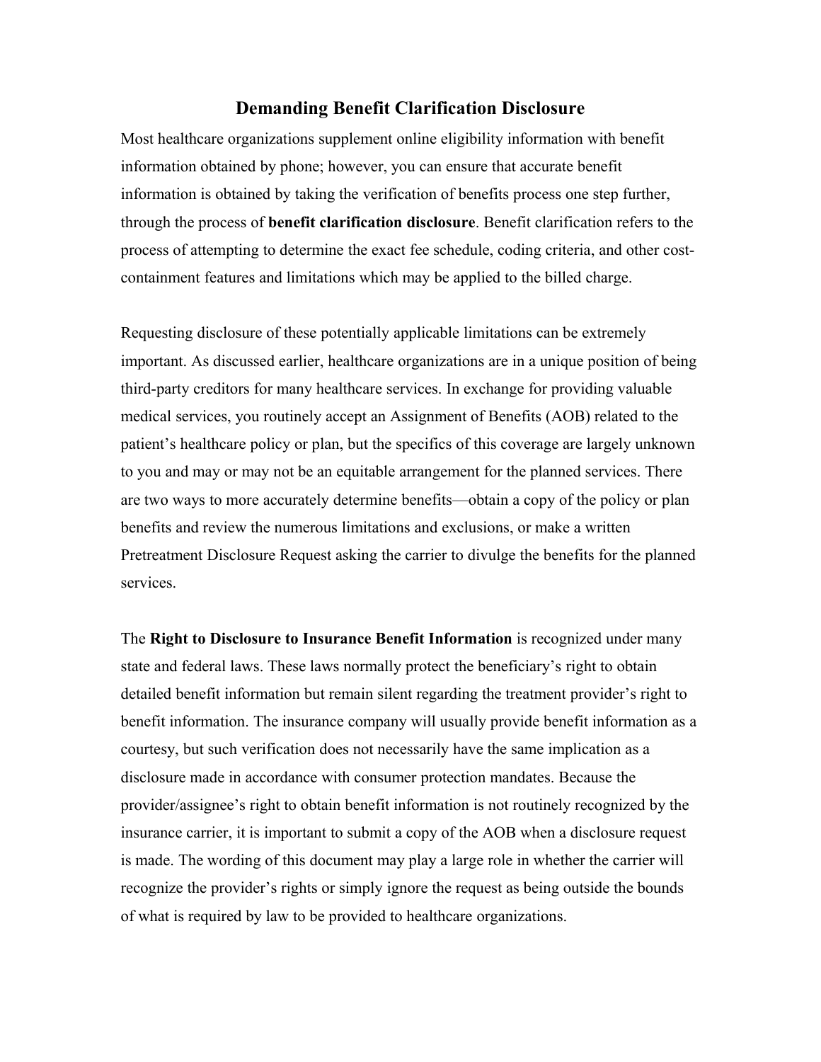## Demanding Benefit Clarification Disclosure

Most healthcare organizations supplement online eligibility information with benefit information obtained by phone; however, you can ensure that accurate benefit information is obtained by taking the verification of benefits process one step further, through the process of **benefit clarification disclosure**. Benefit clarification refers to the process of attempting to determine the exact fee schedule, coding criteria, and other cost-containment features and limitations which may be applied to the billed charge.

Requesting disclosure of these potentially applicable limitations can be extremely important. As discussed earlier, healthcare organizations are in a unique position of being third-party creditors for many healthcare services. In exchange for providing valuable medical services, you routinely accept an Assignment of Benefits (AOB) related to the patient's healthcare policy or plan, but the specifics of this coverage are largely unknown to you and may or may not be an equitable arrangement for the planned services. There are two ways to more accurately determine benefits—obtain a copy of the policy or plan benefits and review the numerous limitations and exclusions, or make a written Pretreatment Disclosure Request asking the carrier to divulge the benefits for the planned services.

The **Right to Disclosure to Insurance Benefit Information** is recognized under many state and federal laws. These laws normally protect the beneficiary's right to obtain detailed benefit information but remain silent regarding the treatment provider's right to benefit information. The insurance company will usually provide benefit information as a courtesy, but such verification does not necessarily have the same implication as a disclosure made in accordance with consumer protection mandates. Because the provider/assignee's right to obtain benefit information is not routinely recognized by the insurance carrier, it is important to submit a copy of the AOB when a disclosure request is made. The wording of this document may play a large role in whether the carrier will recognize the provider's rights or simply ignore the request as being outside the bounds of what is required by law to be provided to healthcare organizations.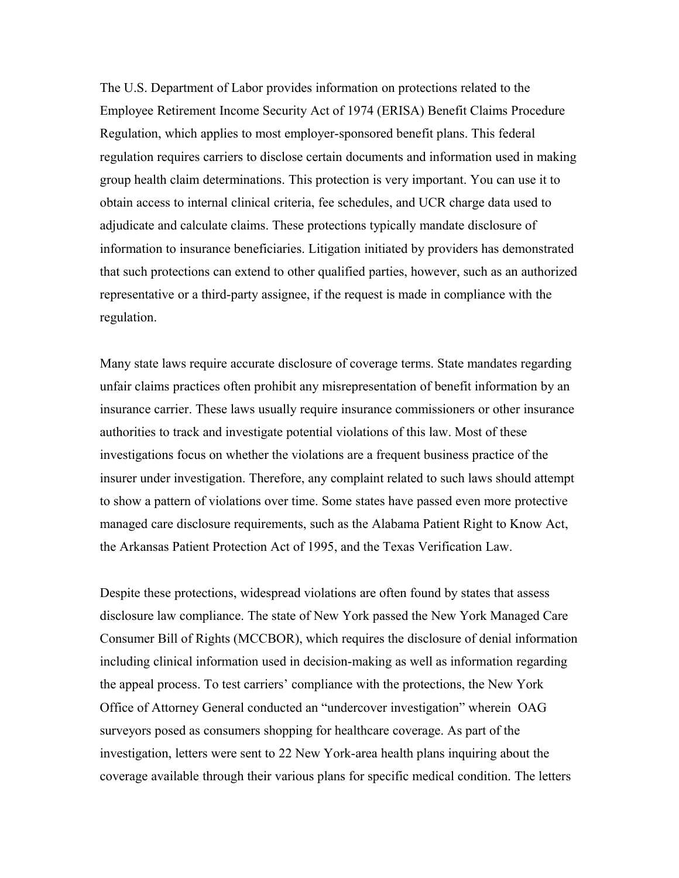The U.S. Department of Labor provides information on protections related to the Employee Retirement Income Security Act of 1974 (ERISA) Benefit Claims Procedure Regulation, which applies to most employer-sponsored benefit plans. This federal regulation requires carriers to disclose certain documents and information used in making group health claim determinations. This protection is very important. You can use it to obtain access to internal clinical criteria, fee schedules, and UCR charge data used to adjudicate and calculate claims. These protections typically mandate disclosure of information to insurance beneficiaries. Litigation initiated by providers has demonstrated that such protections can extend to other qualified parties, however, such as an authorized representative or a third-party assignee, if the request is made in compliance with the regulation.

Many state laws require accurate disclosure of coverage terms. State mandates regarding unfair claims practices often prohibit any misrepresentation of benefit information by an insurance carrier. These laws usually require insurance commissioners or other insurance authorities to track and investigate potential violations of this law. Most of these investigations focus on whether the violations are a frequent business practice of the insurer under investigation. Therefore, any complaint related to such laws should attempt to show a pattern of violations over time. Some states have passed even more protective managed care disclosure requirements, such as the Alabama Patient Right to Know Act, the Arkansas Patient Protection Act of 1995, and the Texas Verification Law.

Despite these protections, widespread violations are often found by states that assess disclosure law compliance. The state of New York passed the New York Managed Care Consumer Bill of Rights (MCCBOR), which requires the disclosure of denial information including clinical information used in decision-making as well as information regarding the appeal process. To test carriers' compliance with the protections, the New York Office of Attorney General conducted an "undercover investigation" wherein OAG surveyors posed as consumers shopping for healthcare coverage. As part of the investigation, letters were sent to 22 New York-area health plans inquiring about the coverage available through their various plans for specific medical condition. The letters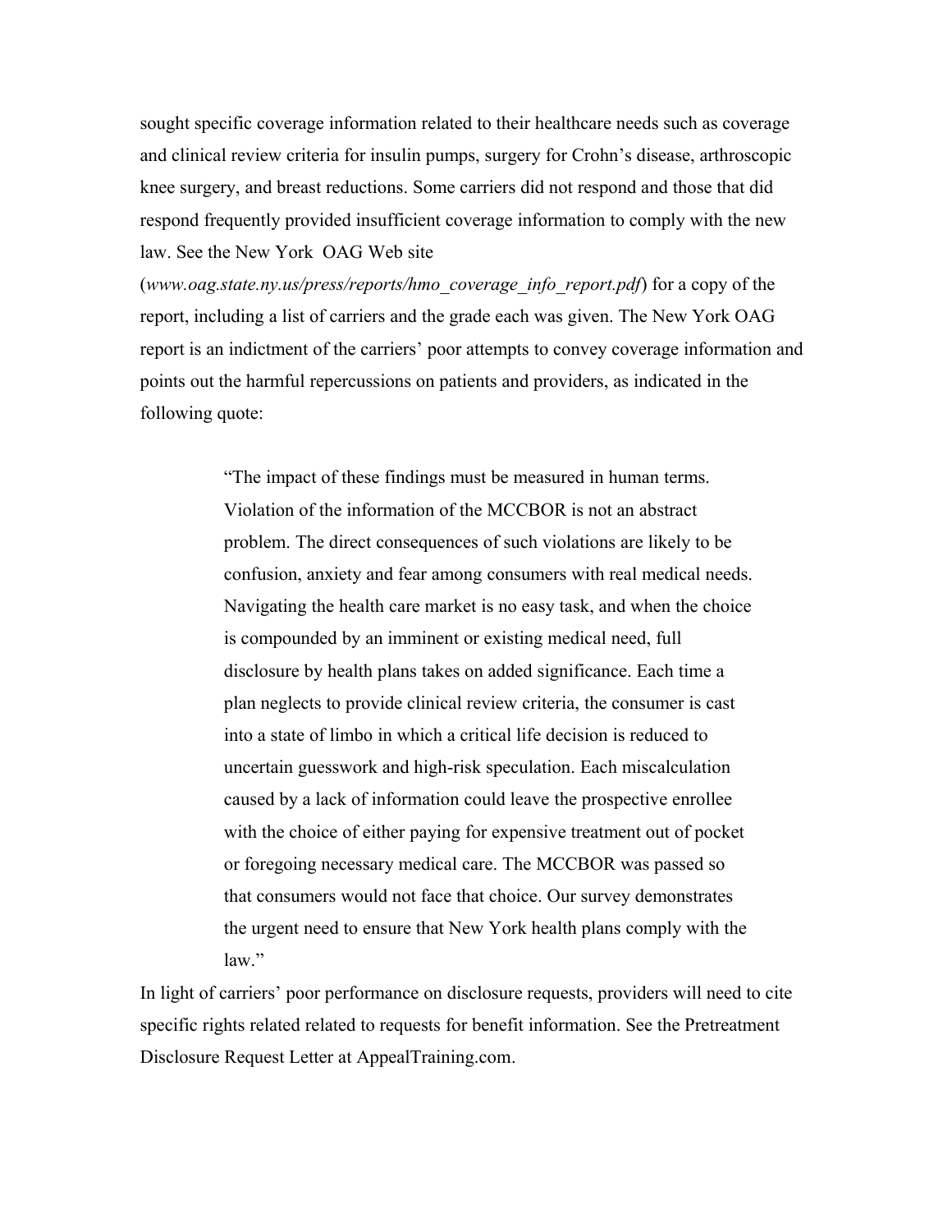sought specific coverage information related to their healthcare needs such as coverage and clinical review criteria for insulin pumps, surgery for Crohn's disease, arthroscopic knee surgery, and breast reductions. Some carriers did not respond and those that did respond frequently provided insufficient coverage information to comply with the new law. See the New York OAG Web site (*www.oag.state.ny.us/press/reports/hmo_coverage_info_report.pdf*) for a copy of the report, including a list of carriers and the grade each was given. The New York OAG report is an indictment of the carriers' poor attempts to convey coverage information and points out the harmful repercussions on patients and providers, as indicated in the following quote:

> "The impact of these findings must be measured in human terms. Violation of the information of the MCCBOR is not an abstract problem. The direct consequences of such violations are likely to be confusion, anxiety and fear among consumers with real medical needs. Navigating the health care market is no easy task, and when the choice is compounded by an imminent or existing medical need, full disclosure by health plans takes on added significance. Each time a plan neglects to provide clinical review criteria, the consumer is cast into a state of limbo in which a critical life decision is reduced to uncertain guesswork and high-risk speculation. Each miscalculation caused by a lack of information could leave the prospective enrollee with the choice of either paying for expensive treatment out of pocket or foregoing necessary medical care. The MCCBOR was passed so that consumers would not face that choice. Our survey demonstrates the urgent need to ensure that New York health plans comply with the law."

In light of carriers' poor performance on disclosure requests, providers will need to cite specific rights related related to requests for benefit information. See the Pretreatment Disclosure Request Letter at AppealTraining.com.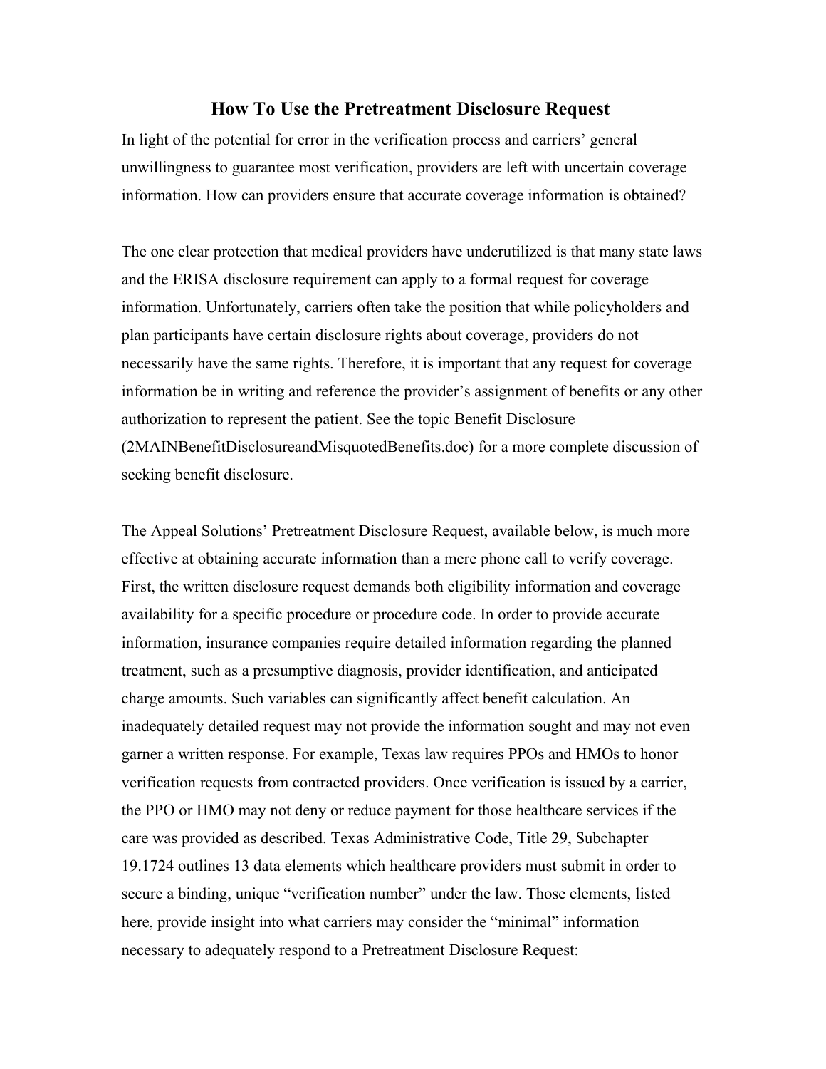# How To Use the Pretreatment Disclosure Request

In light of the potential for error in the verification process and carriers' general unwillingness to guarantee most verification, providers are left with uncertain coverage information. How can providers ensure that accurate coverage information is obtained?

The one clear protection that medical providers have underutilized is that many state laws and the ERISA disclosure requirement can apply to a formal request for coverage information. Unfortunately, carriers often take the position that while policyholders and plan participants have certain disclosure rights about coverage, providers do not necessarily have the same rights. Therefore, it is important that any request for coverage information be in writing and reference the provider's assignment of benefits or any other authorization to represent the patient. See the topic Benefit Disclosure (2MAINBenefitDisclosureandMisquotedBenefits.doc) for a more complete discussion of seeking benefit disclosure.

The Appeal Solutions' Pretreatment Disclosure Request, available below, is much more effective at obtaining accurate information than a mere phone call to verify coverage. First, the written disclosure request demands both eligibility information and coverage availability for a specific procedure or procedure code. In order to provide accurate information, insurance companies require detailed information regarding the planned treatment, such as a presumptive diagnosis, provider identification, and anticipated charge amounts. Such variables can significantly affect benefit calculation. An inadequately detailed request may not provide the information sought and may not even garner a written response. For example, Texas law requires PPOs and HMOs to honor verification requests from contracted providers. Once verification is issued by a carrier, the PPO or HMO may not deny or reduce payment for those healthcare services if the care was provided as described. Texas Administrative Code, Title 29, Subchapter 19.1724 outlines 13 data elements which healthcare providers must submit in order to secure a binding, unique "verification number" under the law. Those elements, listed here, provide insight into what carriers may consider the "minimal" information necessary to adequately respond to a Pretreatment Disclosure Request: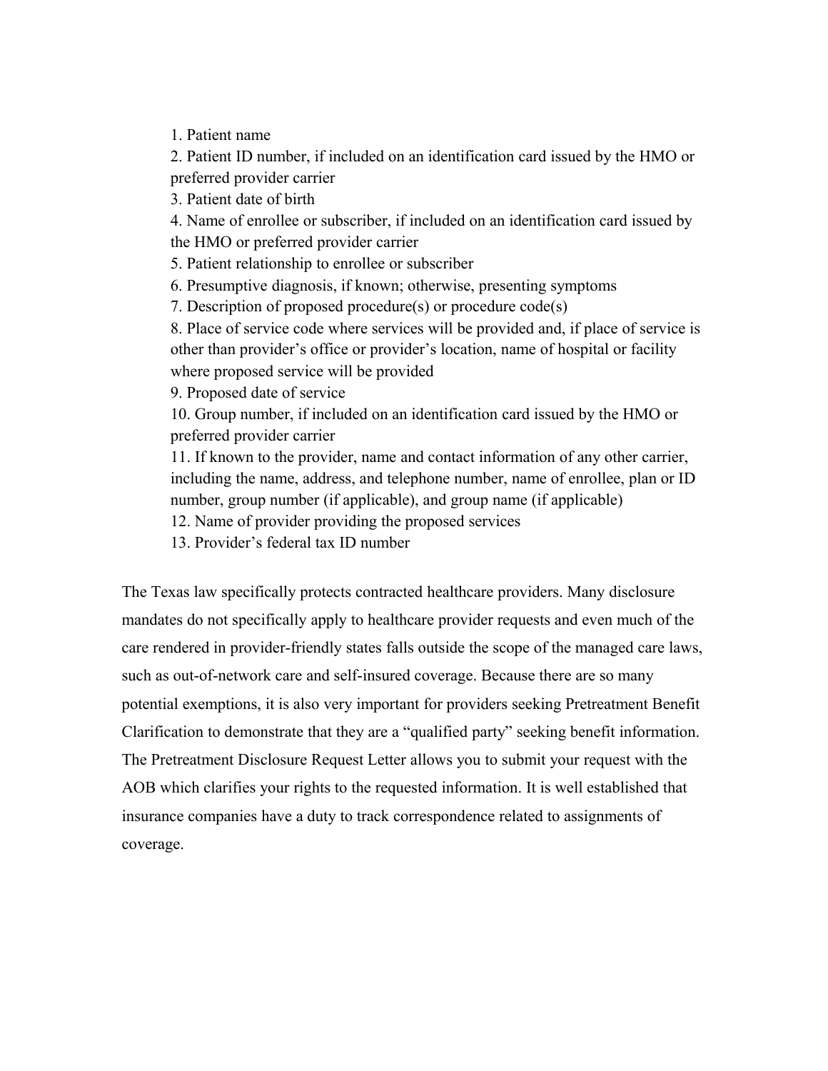1. Patient name
2. Patient ID number, if included on an identification card issued by the HMO or preferred provider carrier
3. Patient date of birth
4. Name of enrollee or subscriber, if included on an identification card issued by the HMO or preferred provider carrier
5. Patient relationship to enrollee or subscriber
6. Presumptive diagnosis, if known; otherwise, presenting symptoms
7. Description of proposed procedure(s) or procedure code(s)
8. Place of service code where services will be provided and, if place of service is other than provider's office or provider's location, name of hospital or facility where proposed service will be provided
9. Proposed date of service
10. Group number, if included on an identification card issued by the HMO or preferred provider carrier
11. If known to the provider, name and contact information of any other carrier, including the name, address, and telephone number, name of enrollee, plan or ID number, group number (if applicable), and group name (if applicable)
12. Name of provider providing the proposed services
13. Provider's federal tax ID number

The Texas law specifically protects contracted healthcare providers. Many disclosure mandates do not specifically apply to healthcare provider requests and even much of the care rendered in provider-friendly states falls outside the scope of the managed care laws, such as out-of-network care and self-insured coverage. Because there are so many potential exemptions, it is also very important for providers seeking Pretreatment Benefit Clarification to demonstrate that they are a "qualified party" seeking benefit information. The Pretreatment Disclosure Request Letter allows you to submit your request with the AOB which clarifies your rights to the requested information. It is well established that insurance companies have a duty to track correspondence related to assignments of coverage.